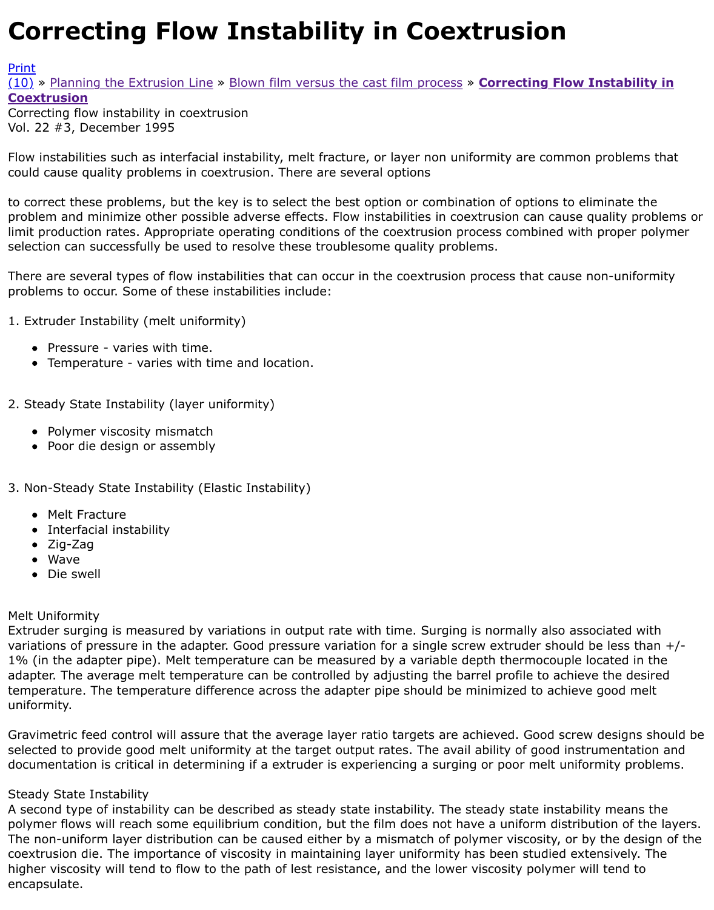# Correcting Flow Instability in Coextrusion

Print
(10) » Planning the Extrusion Line » Blown film versus the cast film process » **Correcting Flow Instability in Coextrusion**

Correcting flow instability in coextrusion
Vol. 22 #3, December 1995

Flow instabilities such as interfacial instability, melt fracture, or layer non uniformity are common problems that could cause quality problems in coextrusion. There are several options

to correct these problems, but the key is to select the best option or combination of options to eliminate the problem and minimize other possible adverse effects. Flow instabilities in coextrusion can cause quality problems or limit production rates. Appropriate operating conditions of the coextrusion process combined with proper polymer selection can successfully be used to resolve these troublesome quality problems.

There are several types of flow instabilities that can occur in the coextrusion process that cause non-uniformity problems to occur. Some of these instabilities include:

1. Extruder Instability (melt uniformity)
   - Pressure - varies with time.
   - Temperature - varies with time and location.

2. Steady State Instability (layer uniformity)
   - Polymer viscosity mismatch
   - Poor die design or assembly

3. Non-Steady State Instability (Elastic Instability)
   - Melt Fracture
   - Interfacial instability
   - Zig-Zag
   - Wave
   - Die swell

Melt Uniformity
Extruder surging is measured by variations in output rate with time. Surging is normally also associated with variations of pressure in the adapter. Good pressure variation for a single screw extruder should be less than +/- 1% (in the adapter pipe). Melt temperature can be measured by a variable depth thermocouple located in the adapter. The average melt temperature can be controlled by adjusting the barrel profile to achieve the desired temperature. The temperature difference across the adapter pipe should be minimized to achieve good melt uniformity.

Gravimetric feed control will assure that the average layer ratio targets are achieved. Good screw designs should be selected to provide good melt uniformity at the target output rates. The avail ability of good instrumentation and documentation is critical in determining if a extruder is experiencing a surging or poor melt uniformity problems.

Steady State Instability
A second type of instability can be described as steady state instability. The steady state instability means the polymer flows will reach some equilibrium condition, but the film does not have a uniform distribution of the layers. The non-uniform layer distribution can be caused either by a mismatch of polymer viscosity, or by the design of the coextrusion die. The importance of viscosity in maintaining layer uniformity has been studied extensively. The higher viscosity will tend to flow to the path of lest resistance, and the lower viscosity polymer will tend to encapsulate.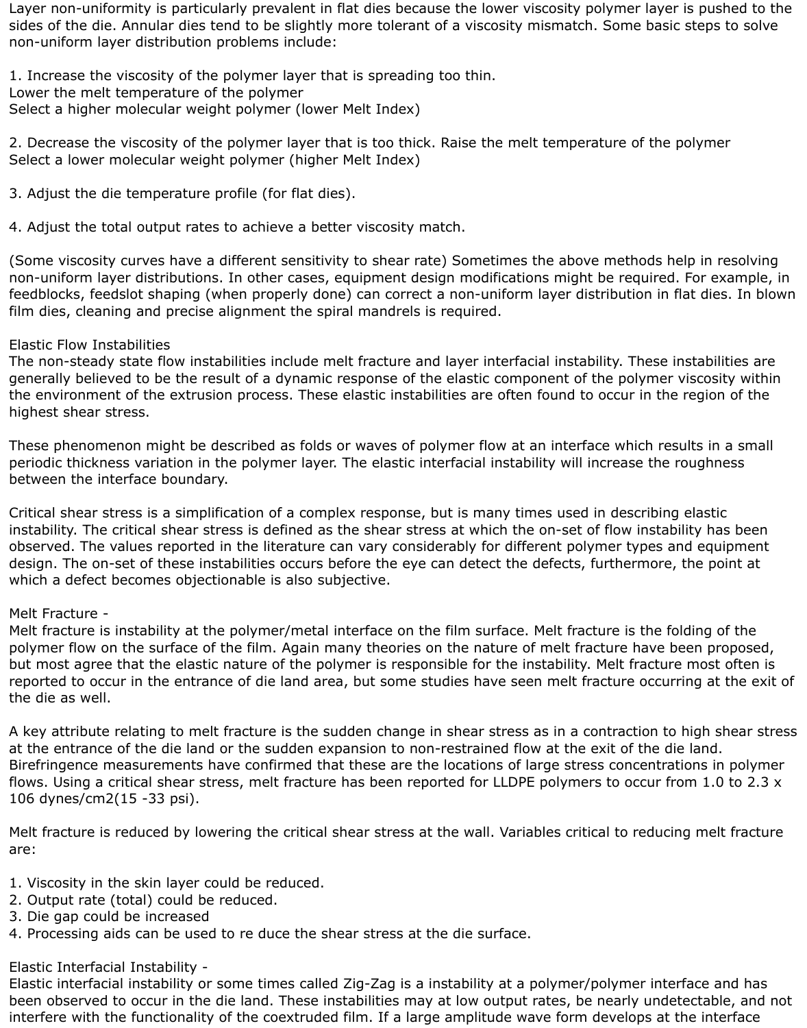Layer non-uniformity is particularly prevalent in flat dies because the lower viscosity polymer layer is pushed to the sides of the die. Annular dies tend to be slightly more tolerant of a viscosity mismatch. Some basic steps to solve non-uniform layer distribution problems include:

1. Increase the viscosity of the polymer layer that is spreading too thin.
Lower the melt temperature of the polymer
Select a higher molecular weight polymer (lower Melt Index)

2. Decrease the viscosity of the polymer layer that is too thick. Raise the melt temperature of the polymer
Select a lower molecular weight polymer (higher Melt Index)

3. Adjust the die temperature profile (for flat dies).

4. Adjust the total output rates to achieve a better viscosity match.

(Some viscosity curves have a different sensitivity to shear rate) Sometimes the above methods help in resolving non-uniform layer distributions. In other cases, equipment design modifications might be required. For example, in feedblocks, feedslot shaping (when properly done) can correct a non-uniform layer distribution in flat dies. In blown film dies, cleaning and precise alignment the spiral mandrels is required.

Elastic Flow Instabilities
The non-steady state flow instabilities include melt fracture and layer interfacial instability. These instabilities are generally believed to be the result of a dynamic response of the elastic component of the polymer viscosity within the environment of the extrusion process. These elastic instabilities are often found to occur in the region of the highest shear stress.

These phenomenon might be described as folds or waves of polymer flow at an interface which results in a small periodic thickness variation in the polymer layer. The elastic interfacial instability will increase the roughness between the interface boundary.

Critical shear stress is a simplification of a complex response, but is many times used in describing elastic instability. The critical shear stress is defined as the shear stress at which the on-set of flow instability has been observed. The values reported in the literature can vary considerably for different polymer types and equipment design. The on-set of these instabilities occurs before the eye can detect the defects, furthermore, the point at which a defect becomes objectionable is also subjective.

Melt Fracture -
Melt fracture is instability at the polymer/metal interface on the film surface. Melt fracture is the folding of the polymer flow on the surface of the film. Again many theories on the nature of melt fracture have been proposed, but most agree that the elastic nature of the polymer is responsible for the instability. Melt fracture most often is reported to occur in the entrance of die land area, but some studies have seen melt fracture occurring at the exit of the die as well.

A key attribute relating to melt fracture is the sudden change in shear stress as in a contraction to high shear stress at the entrance of the die land or the sudden expansion to non-restrained flow at the exit of the die land. Birefringence measurements have confirmed that these are the locations of large stress concentrations in polymer flows. Using a critical shear stress, melt fracture has been reported for LLDPE polymers to occur from 1.0 to 2.3 x 106 dynes/cm2(15 -33 psi).

Melt fracture is reduced by lowering the critical shear stress at the wall. Variables critical to reducing melt fracture are:

1. Viscosity in the skin layer could be reduced.
2. Output rate (total) could be reduced.
3. Die gap could be increased
4. Processing aids can be used to re duce the shear stress at the die surface.

Elastic Interfacial Instability -
Elastic interfacial instability or some times called Zig-Zag is a instability at a polymer/polymer interface and has been observed to occur in the die land. These instabilities may at low output rates, be nearly undetectable, and not interfere with the functionality of the coextruded film. If a large amplitude wave form develops at the interface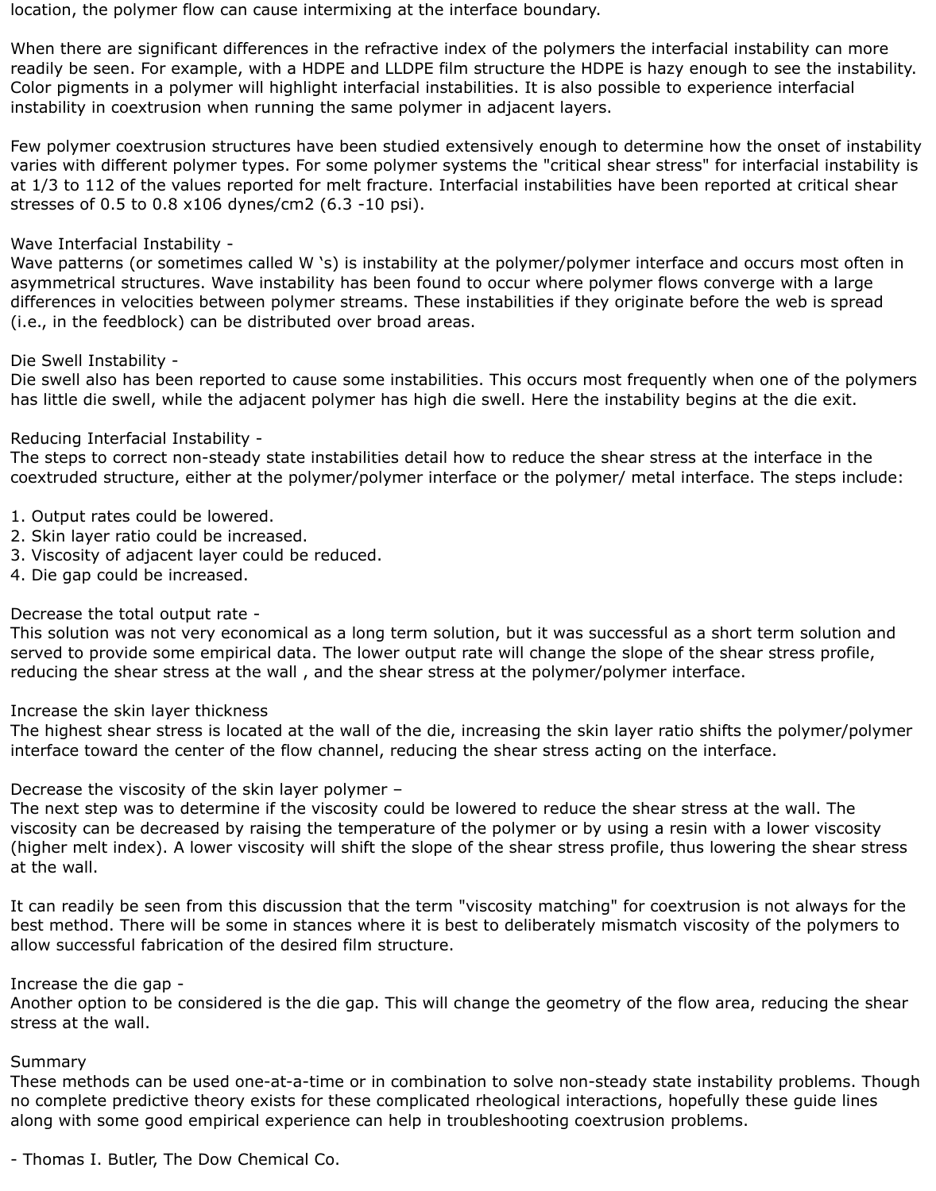location, the polymer flow can cause intermixing at the interface boundary.

When there are significant differences in the refractive index of the polymers the interfacial instability can more readily be seen. For example, with a HDPE and LLDPE film structure the HDPE is hazy enough to see the instability. Color pigments in a polymer will highlight interfacial instabilities. It is also possible to experience interfacial instability in coextrusion when running the same polymer in adjacent layers.

Few polymer coextrusion structures have been studied extensively enough to determine how the onset of instability varies with different polymer types. For some polymer systems the "critical shear stress" for interfacial instability is at 1/3 to 112 of the values reported for melt fracture. Interfacial instabilities have been reported at critical shear stresses of 0.5 to 0.8 $x10^6$ dynes/$cm^2$ (6.3 -10 psi).

Wave Interfacial Instability -
Wave patterns (or sometimes called W 's) is instability at the polymer/polymer interface and occurs most often in asymmetrical structures. Wave instability has been found to occur where polymer flows converge with a large differences in velocities between polymer streams. These instabilities if they originate before the web is spread (i.e., in the feedblock) can be distributed over broad areas.

Die Swell Instability -
Die swell also has been reported to cause some instabilities. This occurs most frequently when one of the polymers has little die swell, while the adjacent polymer has high die swell. Here the instability begins at the die exit.

Reducing Interfacial Instability -
The steps to correct non-steady state instabilities detail how to reduce the shear stress at the interface in the coextruded structure, either at the polymer/polymer interface or the polymer/ metal interface. The steps include:

1. Output rates could be lowered.
2. Skin layer ratio could be increased.
3. Viscosity of adjacent layer could be reduced.
4. Die gap could be increased.

Decrease the total output rate -
This solution was not very economical as a long term solution, but it was successful as a short term solution and served to provide some empirical data. The lower output rate will change the slope of the shear stress profile, reducing the shear stress at the wall , and the shear stress at the polymer/polymer interface.

Increase the skin layer thickness
The highest shear stress is located at the wall of the die, increasing the skin layer ratio shifts the polymer/polymer interface toward the center of the flow channel, reducing the shear stress acting on the interface.

Decrease the viscosity of the skin layer polymer –
The next step was to determine if the viscosity could be lowered to reduce the shear stress at the wall. The viscosity can be decreased by raising the temperature of the polymer or by using a resin with a lower viscosity (higher melt index). A lower viscosity will shift the slope of the shear stress profile, thus lowering the shear stress at the wall.

It can readily be seen from this discussion that the term "viscosity matching" for coextrusion is not always for the best method. There will be some in stances where it is best to deliberately mismatch viscosity of the polymers to allow successful fabrication of the desired film structure.

Increase the die gap -
Another option to be considered is the die gap. This will change the geometry of the flow area, reducing the shear stress at the wall.

Summary
These methods can be used one-at-a-time or in combination to solve non-steady state instability problems. Though no complete predictive theory exists for these complicated rheological interactions, hopefully these guide lines along with some good empirical experience can help in troubleshooting coextrusion problems.

- Thomas I. Butler, The Dow Chemical Co.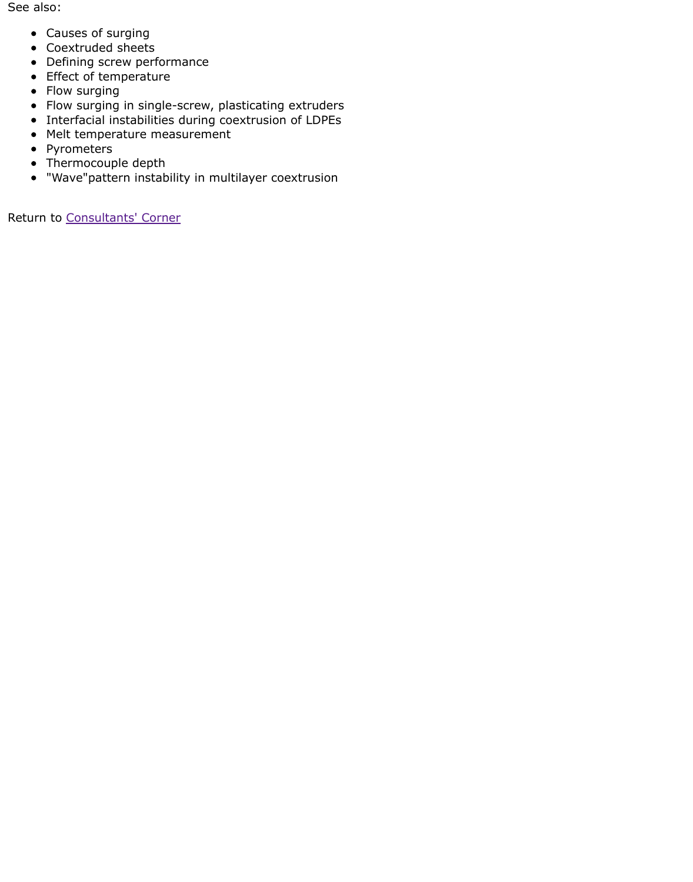See also:

- Causes of surging
- Coextruded sheets
- Defining screw performance
- Effect of temperature
- Flow surging
- Flow surging in single-screw, plasticating extruders
- Interfacial instabilities during coextrusion of LDPEs
- Melt temperature measurement
- Pyrometers
- Thermocouple depth
- "Wave"pattern instability in multilayer coextrusion

Return to Consultants' Corner